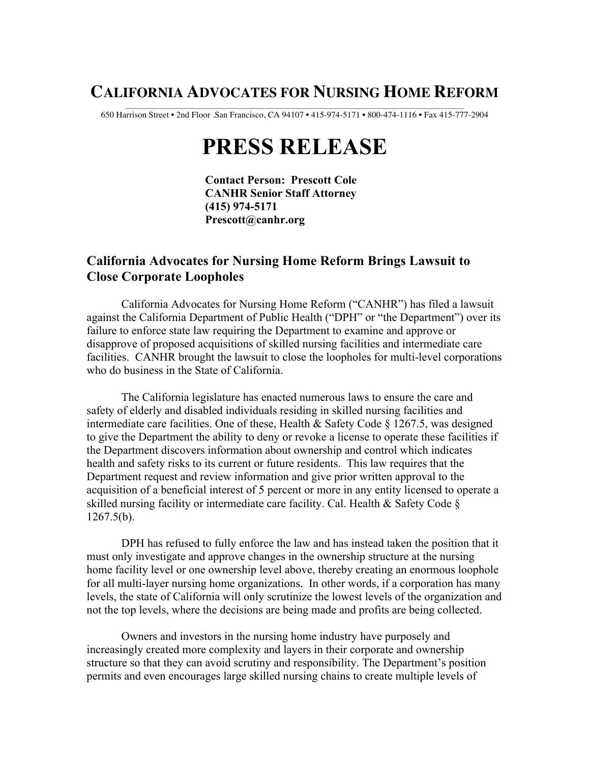# California Advocates for Nursing Home Reform

650 Harrison Street • 2nd Floor .San Francisco, CA 94107 • 415-974-5171 • 800-474-1116 • Fax 415-777-2904

# PRESS RELEASE

**Contact Person: Prescott Cole**
**CANHR Senior Staff Attorney**
**(415) 974-5171**
**Prescott@canhr.org**

## California Advocates for Nursing Home Reform Brings Lawsuit to Close Corporate Loopholes

California Advocates for Nursing Home Reform ("CANHR") has filed a lawsuit against the California Department of Public Health ("DPH" or "the Department") over its failure to enforce state law requiring the Department to examine and approve or disapprove of proposed acquisitions of skilled nursing facilities and intermediate care facilities. CANHR brought the lawsuit to close the loopholes for multi-level corporations who do business in the State of California.

The California legislature has enacted numerous laws to ensure the care and safety of elderly and disabled individuals residing in skilled nursing facilities and intermediate care facilities. One of these, Health & Safety Code § 1267.5, was designed to give the Department the ability to deny or revoke a license to operate these facilities if the Department discovers information about ownership and control which indicates health and safety risks to its current or future residents. This law requires that the Department request and review information and give prior written approval to the acquisition of a beneficial interest of 5 percent or more in any entity licensed to operate a skilled nursing facility or intermediate care facility. Cal. Health & Safety Code § 1267.5(b).

DPH has refused to fully enforce the law and has instead taken the position that it must only investigate and approve changes in the ownership structure at the nursing home facility level or one ownership level above, thereby creating an enormous loophole for all multi-layer nursing home organizations. In other words, if a corporation has many levels, the state of California will only scrutinize the lowest levels of the organization and not the top levels, where the decisions are being made and profits are being collected.

Owners and investors in the nursing home industry have purposely and increasingly created more complexity and layers in their corporate and ownership structure so that they can avoid scrutiny and responsibility. The Department's position permits and even encourages large skilled nursing chains to create multiple levels of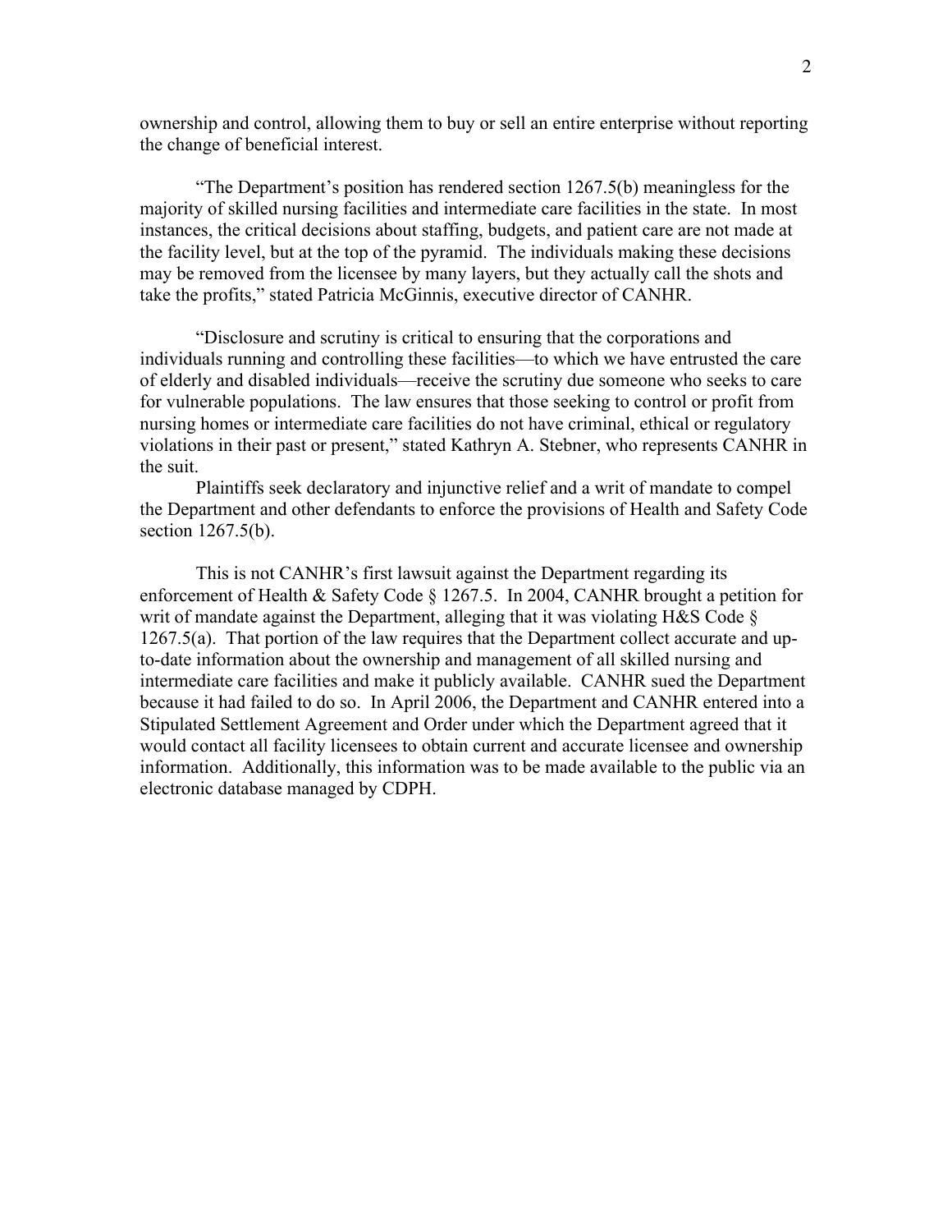ownership and control, allowing them to buy or sell an entire enterprise without reporting the change of beneficial interest.

"The Department's position has rendered section 1267.5(b) meaningless for the majority of skilled nursing facilities and intermediate care facilities in the state. In most instances, the critical decisions about staffing, budgets, and patient care are not made at the facility level, but at the top of the pyramid. The individuals making these decisions may be removed from the licensee by many layers, but they actually call the shots and take the profits," stated Patricia McGinnis, executive director of CANHR.

"Disclosure and scrutiny is critical to ensuring that the corporations and individuals running and controlling these facilities—to which we have entrusted the care of elderly and disabled individuals—receive the scrutiny due someone who seeks to care for vulnerable populations. The law ensures that those seeking to control or profit from nursing homes or intermediate care facilities do not have criminal, ethical or regulatory violations in their past or present," stated Kathryn A. Stebner, who represents CANHR in the suit.

Plaintiffs seek declaratory and injunctive relief and a writ of mandate to compel the Department and other defendants to enforce the provisions of Health and Safety Code section 1267.5(b).

This is not CANHR's first lawsuit against the Department regarding its enforcement of Health & Safety Code § 1267.5. In 2004, CANHR brought a petition for writ of mandate against the Department, alleging that it was violating H&S Code § 1267.5(a). That portion of the law requires that the Department collect accurate and up-to-date information about the ownership and management of all skilled nursing and intermediate care facilities and make it publicly available. CANHR sued the Department because it had failed to do so. In April 2006, the Department and CANHR entered into a Stipulated Settlement Agreement and Order under which the Department agreed that it would contact all facility licensees to obtain current and accurate licensee and ownership information. Additionally, this information was to be made available to the public via an electronic database managed by CDPH.